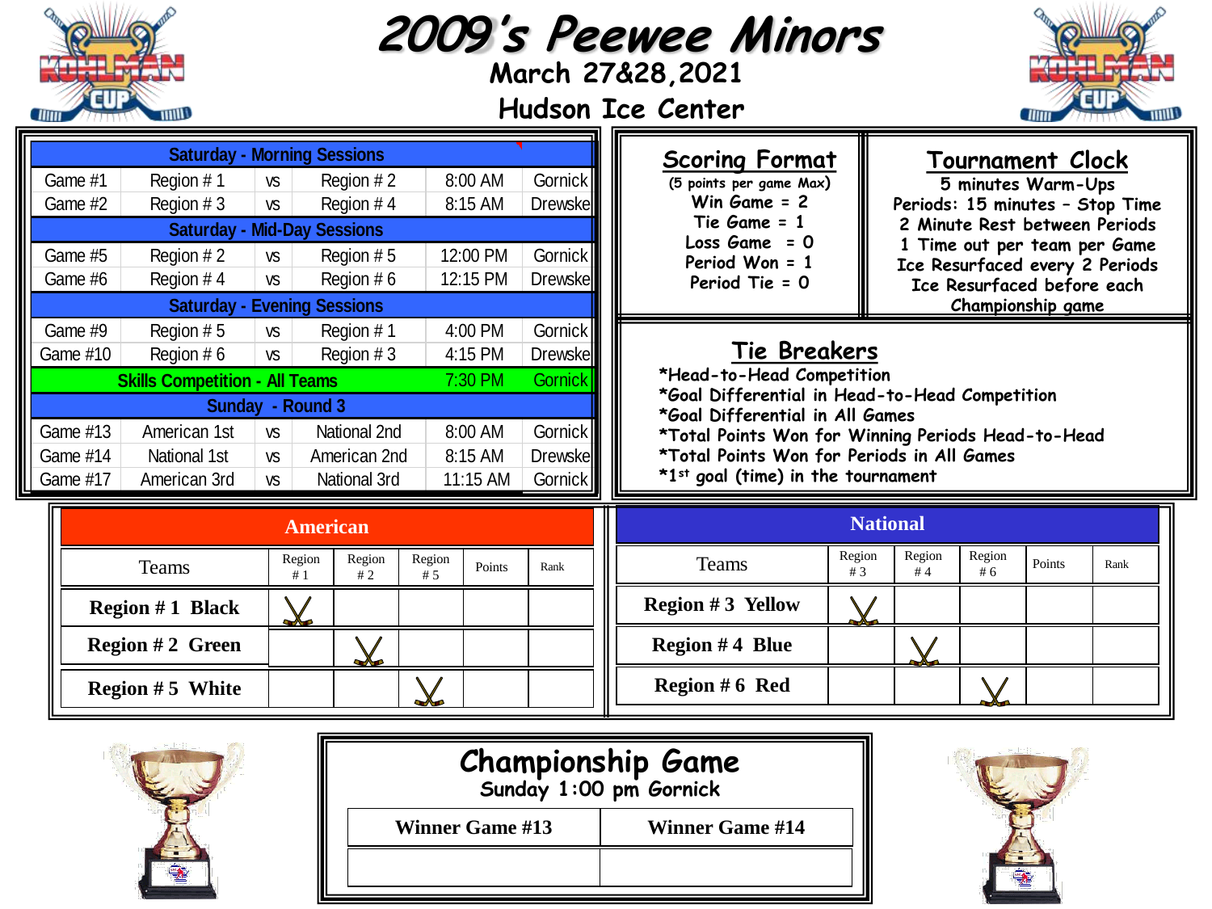# 2009's Peewee Minors

**March 27&28,2021**

**Hudson Ice Center**

| | | | | | |
|---|---|---|---|---|---|
| **Saturday - Morning Sessions** | | | | | |
| Game #1 | Region # 1 | vs | Region # 2 | 8:00 AM | Gornick |
| Game #2 | Region # 3 | vs | Region # 4 | 8:15 AM | Drewske |
| **Saturday - Mid-Day Sessions** | | | | | |
| Game #5 | Region # 2 | vs | Region # 5 | 12:00 PM | Gornick |
| Game #6 | Region # 4 | vs | Region # 6 | 12:15 PM | Drewske |
| **Saturday - Evening Sessions** | | | | | |
| Game #9 | Region # 5 | vs | Region # 1 | 4:00 PM | Gornick |
| Game #10 | Region # 6 | vs | Region # 3 | 4:15 PM | Drewske |
| **Skills Competition - All Teams** | | | | 7:30 PM | Gornick |
| **Sunday - Round 3** | | | | | |
| Game #13 | American 1st | vs | National 2nd | 8:00 AM | Gornick |
| Game #14 | National 1st | vs | American 2nd | 8:15 AM | Drewske |
| Game #17 | American 3rd | vs | National 3rd | 11:15 AM | Gornick |

## Scoring Format

(5 points per game Max)

Win Game = 2

Tie Game = 1

Loss Game = 0

Period Won = 1

Period Tie = 0

## Tournament Clock

5 minutes Warm-Ups

Periods: 15 minutes – Stop Time

2 Minute Rest between Periods

1 Time out per team per Game

Ice Resurfaced every 2 Periods

Ice Resurfaced before each Championship game

## Tie Breakers

*Head-to-Head Competition

*Goal Differential in Head-to-Head Competition

*Goal Differential in All Games

*Total Points Won for Winning Periods Head-to-Head

*Total Points Won for Periods in All Games

*1st goal (time) in the tournament

**American**

| Teams | Region # 1 | Region # 2 | Region # 5 | Points | Rank |
|---|---|---|---|---|---|
| **Region # 1 Black** | X | | | | |
| **Region # 2 Green** | | X | | | |
| **Region # 5 White** | | | X | | |

**National**

| Teams | Region # 3 | Region # 4 | Region # 6 | Points | Rank |
|---|---|---|---|---|---|
| **Region # 3 Yellow** | X | | | | |
| **Region # 4 Blue** | | X | | | |
| **Region # 6 Red** | | | X | | |

## Championship Game

**Sunday 1:00 pm Gornick**

| Winner Game #13 | Winner Game #14 |
|---|---|
| | |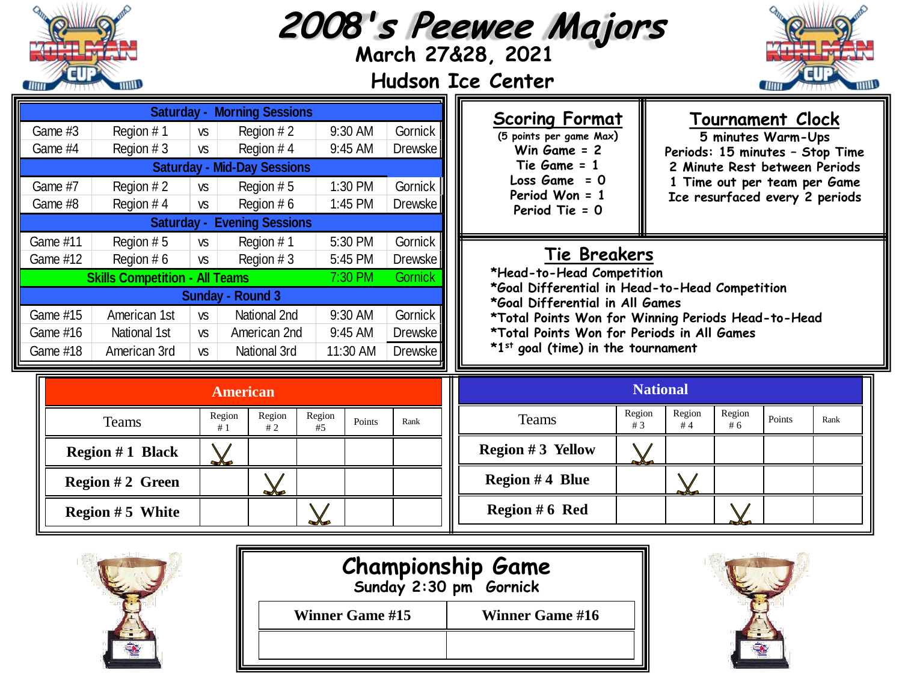# 2008's Peewee Majors

**March 27&28, 2021**

**Hudson Ice Center**

| Saturday - Morning Sessions | | | | | |
|---|---|---|---|---|---|
| Game #3 | Region # 1 | vs | Region # 2 | 9:30 AM | Gornick |
| Game #4 | Region # 3 | vs | Region # 4 | 9:45 AM | Drewske |
| **Saturday - Mid-Day Sessions** | | | | | |
| Game #7 | Region # 2 | vs | Region # 5 | 1:30 PM | Gornick |
| Game #8 | Region # 4 | vs | Region # 6 | 1:45 PM | Drewske |
| **Saturday - Evening Sessions** | | | | | |
| Game #11 | Region # 5 | vs | Region # 1 | 5:30 PM | Gornick |
| Game #12 | Region # 6 | vs | Region # 3 | 5:45 PM | Drewske |
| **Skills Competition - All Teams** | | | | 7:30 PM | Gornick |
| **Sunday - Round 3** | | | | | |
| Game #15 | American 1st | vs | National 2nd | 9:30 AM | Gornick |
| Game #16 | National 1st | vs | American 2nd | 9:45 AM | Drewske |
| Game #18 | American 3rd | vs | National 3rd | 11:30 AM | Drewske |

## Scoring Format

(5 points per game Max)

Win Game = 2
Tie Game = 1
Loss Game = 0
Period Won = 1
Period Tie = 0

## Tournament Clock

5 minutes Warm-Ups
Periods: 15 minutes – Stop Time
2 Minute Rest between Periods
1 Time out per team per Game
Ice resurfaced every 2 periods

## Tie Breakers

*Head-to-Head Competition
*Goal Differential in Head-to-Head Competition
*Goal Differential in All Games
*Total Points Won for Winning Periods Head-to-Head
*Total Points Won for Periods in All Games
*1st goal (time) in the tournament

| American | | | | | |
|---|---|---|---|---|---|
| Teams | Region # 1 | Region # 2 | Region #5 | Points | Rank |
| **Region # 1 Black** | X | | | | |
| **Region # 2 Green** | | X | | | |
| **Region # 5 White** | | | X | | |

| National | | | | | |
|---|---|---|---|---|---|
| Teams | Region # 3 | Region # 4 | Region # 6 | Points | Rank |
| **Region # 3 Yellow** | X | | | | |
| **Region # 4 Blue** | | X | | | |
| **Region # 6 Red** | | | X | | |

## Championship Game

**Sunday 2:30 pm Gornick**

| Winner Game #15 | Winner Game #16 |
|---|---|
| | |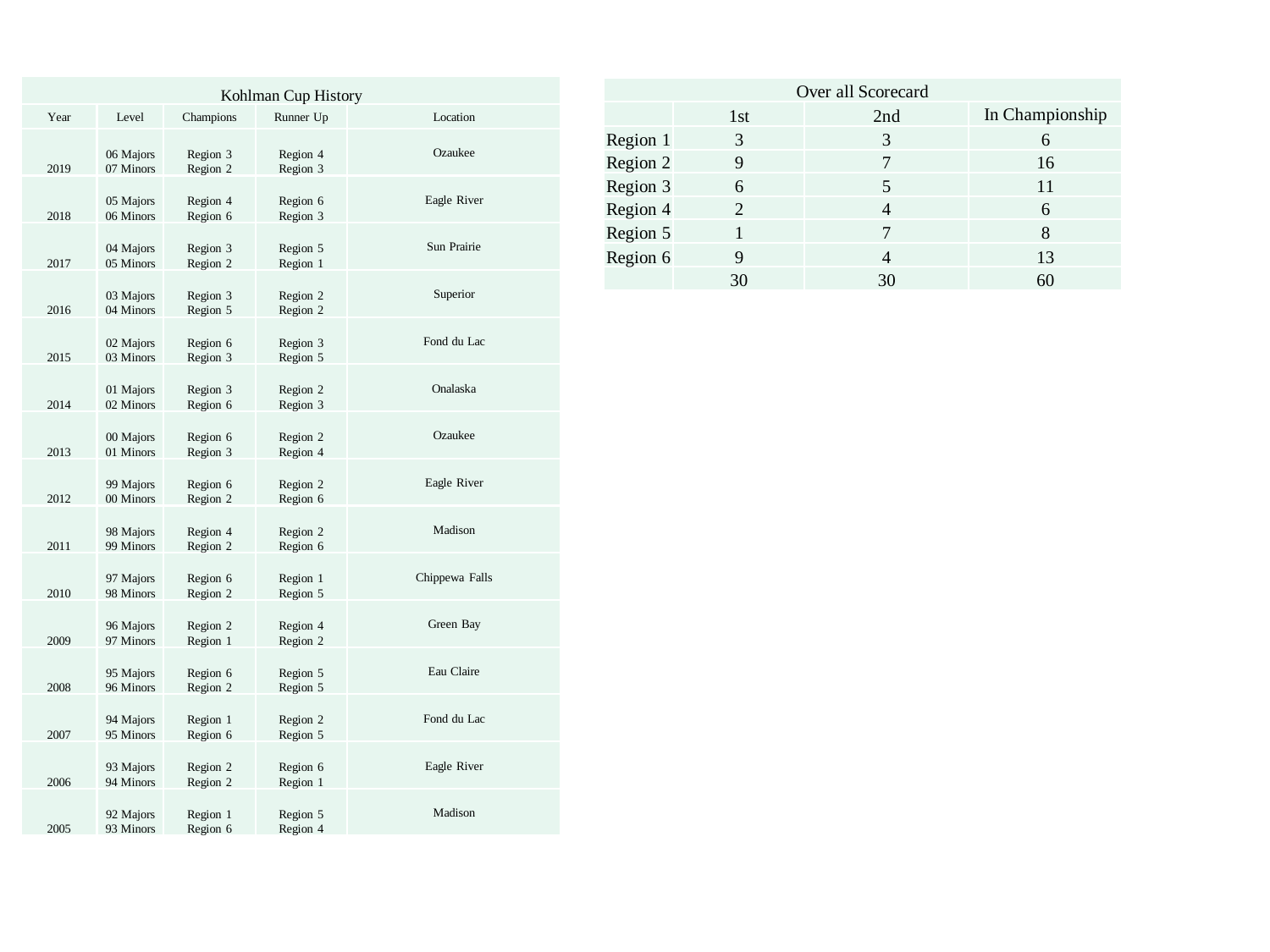| Kohlman Cup History | | | | |
|---|---|---|---|---|
| Year | Level | Champions | Runner Up | Location |
| 2019 | 06 Majors<br>07 Minors | Region 3<br>Region 2 | Region 4<br>Region 3 | Ozaukee |
| 2018 | 05 Majors<br>06 Minors | Region 4<br>Region 6 | Region 6<br>Region 3 | Eagle River |
| 2017 | 04 Majors<br>05 Minors | Region 3<br>Region 2 | Region 5<br>Region 1 | Sun Prairie |
| 2016 | 03 Majors<br>04 Minors | Region 3<br>Region 5 | Region 2<br>Region 2 | Superior |
| 2015 | 02 Majors<br>03 Minors | Region 6<br>Region 3 | Region 3<br>Region 5 | Fond du Lac |
| 2014 | 01 Majors<br>02 Minors | Region 3<br>Region 6 | Region 2<br>Region 3 | Onalaska |
| 2013 | 00 Majors<br>01 Minors | Region 6<br>Region 3 | Region 2<br>Region 4 | Ozaukee |
| 2012 | 99 Majors<br>00 Minors | Region 6<br>Region 2 | Region 2<br>Region 6 | Eagle River |
| 2011 | 98 Majors<br>99 Minors | Region 4<br>Region 2 | Region 2<br>Region 6 | Madison |
| 2010 | 97 Majors<br>98 Minors | Region 6<br>Region 2 | Region 1<br>Region 5 | Chippewa Falls |
| 2009 | 96 Majors<br>97 Minors | Region 2<br>Region 1 | Region 4<br>Region 2 | Green Bay |
| 2008 | 95 Majors<br>96 Minors | Region 6<br>Region 2 | Region 5<br>Region 5 | Eau Claire |
| 2007 | 94 Majors<br>95 Minors | Region 1<br>Region 6 | Region 2<br>Region 5 | Fond du Lac |
| 2006 | 93 Majors<br>94 Minors | Region 2<br>Region 2 | Region 6<br>Region 1 | Eagle River |
| 2005 | 92 Majors<br>93 Minors | Region 1<br>Region 6 | Region 5<br>Region 4 | Madison |

| Over all Scorecard | | | |
|---|---|---|---|
| | 1st | 2nd | In Championship |
| Region 1 | 3 | 3 | 6 |
| Region 2 | 9 | 7 | 16 |
| Region 3 | 6 | 5 | 11 |
| Region 4 | 2 | 4 | 6 |
| Region 5 | 1 | 7 | 8 |
| Region 6 | 9 | 4 | 13 |
| | 30 | 30 | 60 |